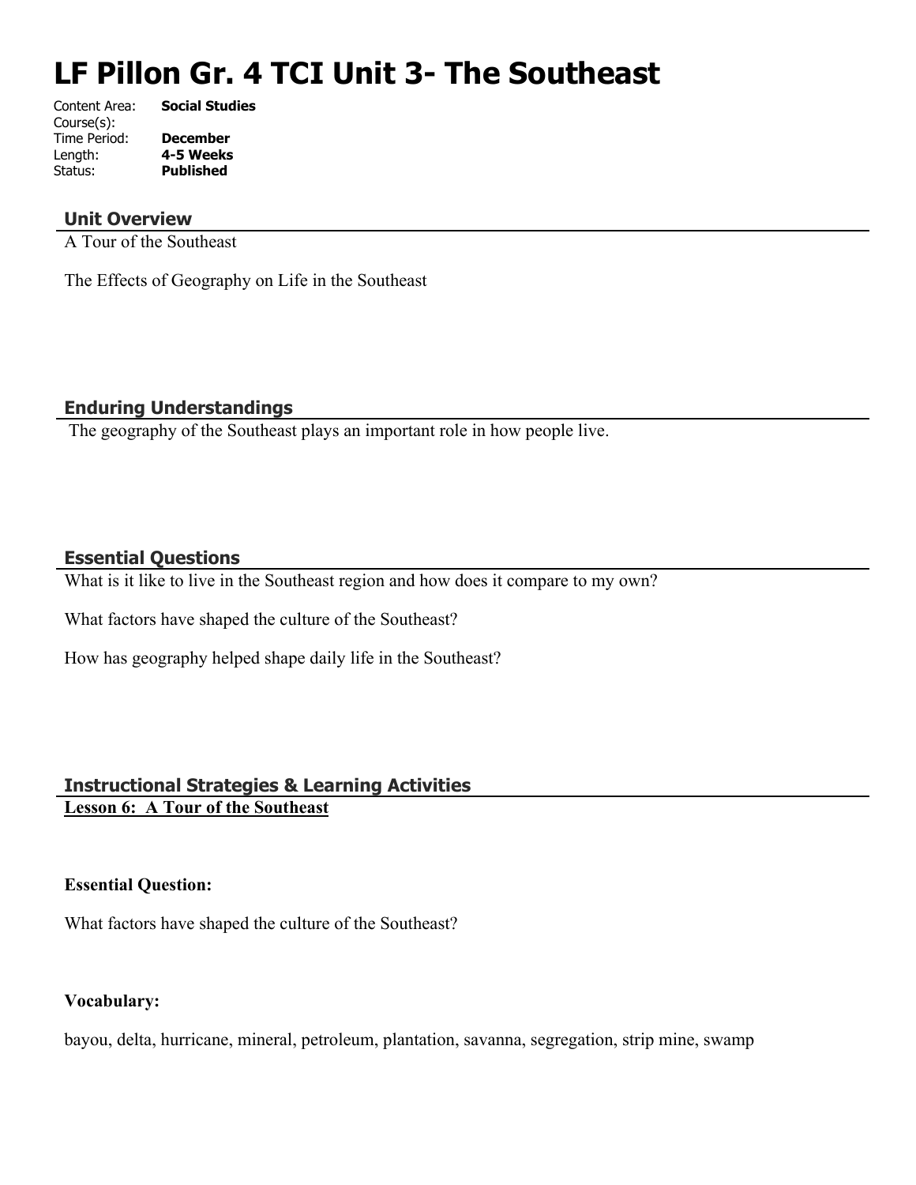# LF Pillon Gr. 4 TCI Unit 3- The Southeast

Content Area: **Social Studies**
Course(s):
Time Period: **December**
Length: **4-5 Weeks**
Status: **Published**

## Unit Overview

A Tour of the Southeast

The Effects of Geography on Life in the Southeast

## Enduring Understandings

The geography of the Southeast plays an important role in how people live.

## Essential Questions

What is it like to live in the Southeast region and how does it compare to my own?

What factors have shaped the culture of the Southeast?

How has geography helped shape daily life in the Southeast?

## Instructional Strategies & Learning Activities

**Lesson 6: A Tour of the Southeast**

**Essential Question:**

What factors have shaped the culture of the Southeast?

**Vocabulary:**

bayou, delta, hurricane, mineral, petroleum, plantation, savanna, segregation, strip mine, swamp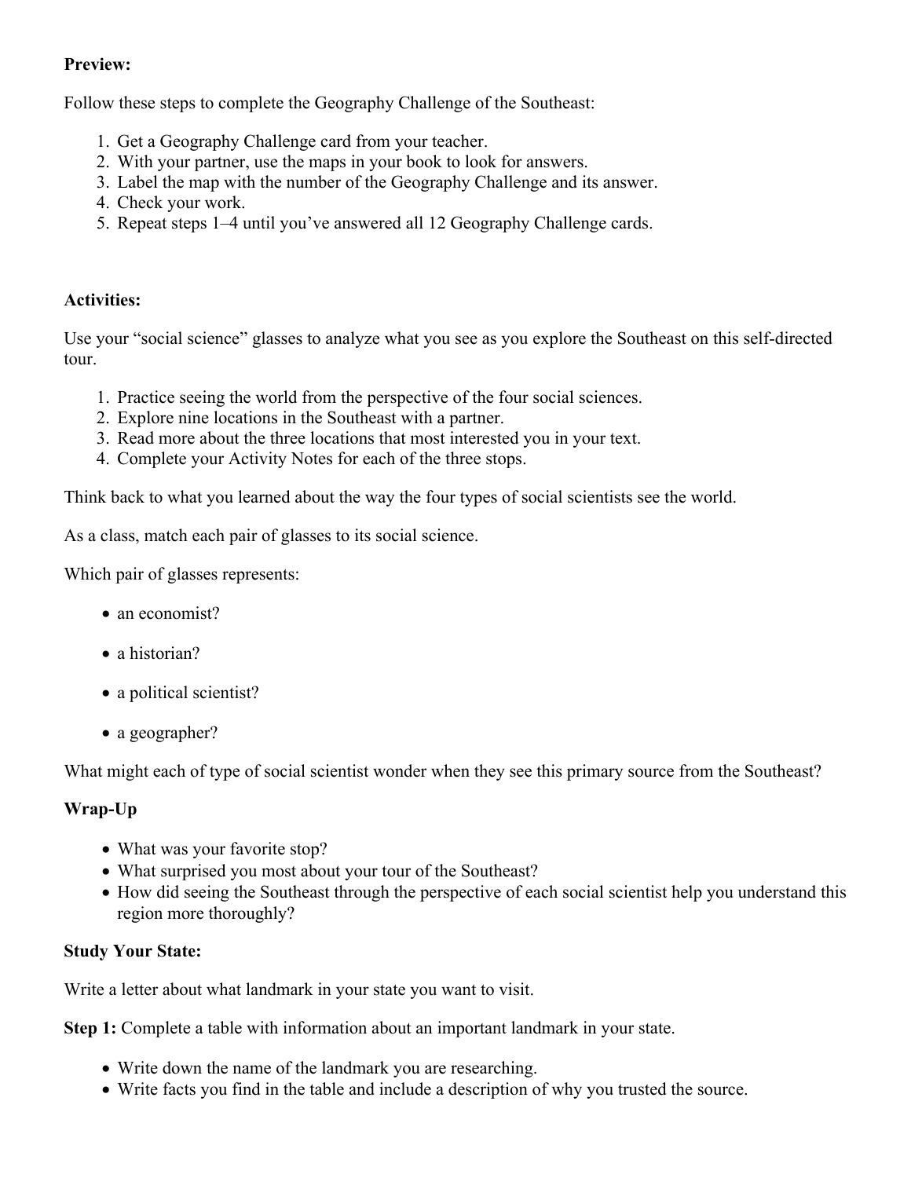**Preview:**

Follow these steps to complete the Geography Challenge of the Southeast:

1. Get a Geography Challenge card from your teacher.
2. With your partner, use the maps in your book to look for answers.
3. Label the map with the number of the Geography Challenge and its answer.
4. Check your work.
5. Repeat steps 1–4 until you've answered all 12 Geography Challenge cards.

**Activities:**

Use your "social science" glasses to analyze what you see as you explore the Southeast on this self-directed tour.

1. Practice seeing the world from the perspective of the four social sciences.
2. Explore nine locations in the Southeast with a partner.
3. Read more about the three locations that most interested you in your text.
4. Complete your Activity Notes for each of the three stops.

Think back to what you learned about the way the four types of social scientists see the world.

As a class, match each pair of glasses to its social science.

Which pair of glasses represents:

- an economist?
- a historian?
- a political scientist?
- a geographer?

What might each of type of social scientist wonder when they see this primary source from the Southeast?

**Wrap-Up**

- What was your favorite stop?
- What surprised you most about your tour of the Southeast?
- How did seeing the Southeast through the perspective of each social scientist help you understand this region more thoroughly?

**Study Your State:**

Write a letter about what landmark in your state you want to visit.

**Step 1:** Complete a table with information about an important landmark in your state.

- Write down the name of the landmark you are researching.
- Write facts you find in the table and include a description of why you trusted the source.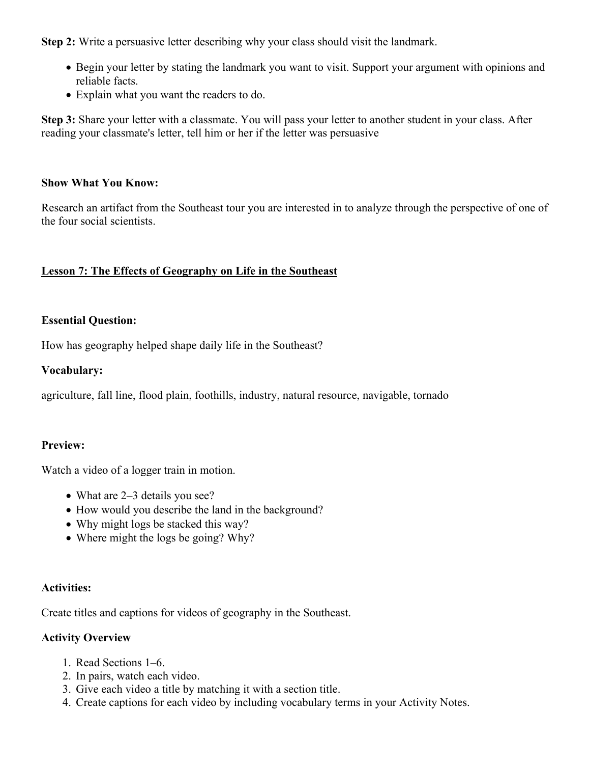**Step 2:** Write a persuasive letter describing why your class should visit the landmark.

- Begin your letter by stating the landmark you want to visit. Support your argument with opinions and reliable facts.
- Explain what you want the readers to do.

**Step 3:** Share your letter with a classmate. You will pass your letter to another student in your class. After reading your classmate's letter, tell him or her if the letter was persuasive

**Show What You Know:**

Research an artifact from the Southeast tour you are interested in to analyze through the perspective of one of the four social scientists.

## Lesson 7: The Effects of Geography on Life in the Southeast

**Essential Question:**

How has geography helped shape daily life in the Southeast?

**Vocabulary:**

agriculture, fall line, flood plain, foothills, industry, natural resource, navigable, tornado

**Preview:**

Watch a video of a logger train in motion.

- What are 2–3 details you see?
- How would you describe the land in the background?
- Why might logs be stacked this way?
- Where might the logs be going? Why?

**Activities:**

Create titles and captions for videos of geography in the Southeast.

**Activity Overview**

1. Read Sections 1–6.
2. In pairs, watch each video.
3. Give each video a title by matching it with a section title.
4. Create captions for each video by including vocabulary terms in your Activity Notes.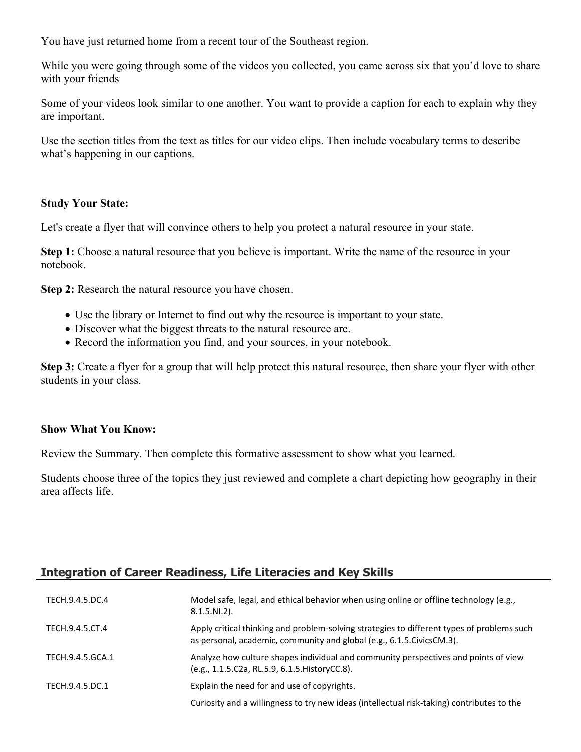You have just returned home from a recent tour of the Southeast region.

While you were going through some of the videos you collected, you came across six that you'd love to share with your friends

Some of your videos look similar to one another. You want to provide a caption for each to explain why they are important.

Use the section titles from the text as titles for our video clips. Then include vocabulary terms to describe what's happening in our captions.

**Study Your State:**

Let's create a flyer that will convince others to help you protect a natural resource in your state.

**Step 1:** Choose a natural resource that you believe is important. Write the name of the resource in your notebook.

**Step 2:** Research the natural resource you have chosen.

- Use the library or Internet to find out why the resource is important to your state.
- Discover what the biggest threats to the natural resource are.
- Record the information you find, and your sources, in your notebook.

**Step 3:** Create a flyer for a group that will help protect this natural resource, then share your flyer with other students in your class.

**Show What You Know:**

Review the Summary. Then complete this formative assessment to show what you learned.

Students choose three of the topics they just reviewed and complete a chart depicting how geography in their area affects life.

## Integration of Career Readiness, Life Literacies and Key Skills

| | |
|---|---|
| TECH.9.4.5.DC.4 | Model safe, legal, and ethical behavior when using online or offline technology (e.g., 8.1.5.NI.2). |
| TECH.9.4.5.CT.4 | Apply critical thinking and problem-solving strategies to different types of problems such as personal, academic, community and global (e.g., 6.1.5.CivicsCM.3). |
| TECH.9.4.5.GCA.1 | Analyze how culture shapes individual and community perspectives and points of view (e.g., 1.1.5.C2a, RL.5.9, 6.1.5.HistoryCC.8). |
| TECH.9.4.5.DC.1 | Explain the need for and use of copyrights. |
| | Curiosity and a willingness to try new ideas (intellectual risk-taking) contributes to the |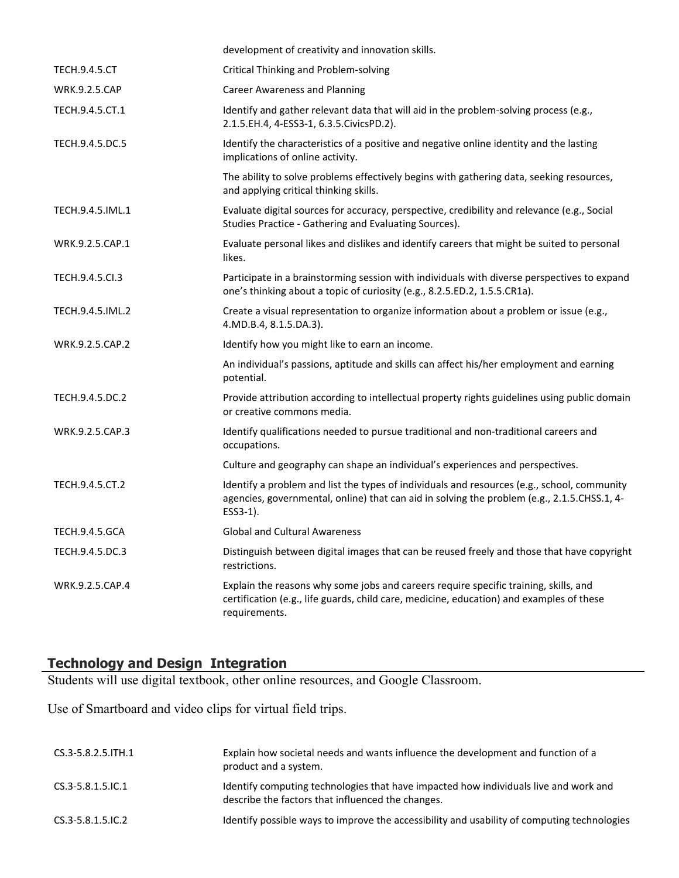| | |
|---|---|
| | development of creativity and innovation skills. |
| TECH.9.4.5.CT | Critical Thinking and Problem-solving |
| WRK.9.2.5.CAP | Career Awareness and Planning |
| TECH.9.4.5.CT.1 | Identify and gather relevant data that will aid in the problem-solving process (e.g., 2.1.5.EH.4, 4-ESS3-1, 6.3.5.CivicsPD.2). |
| TECH.9.4.5.DC.5 | Identify the characteristics of a positive and negative online identity and the lasting implications of online activity. |
| | The ability to solve problems effectively begins with gathering data, seeking resources, and applying critical thinking skills. |
| TECH.9.4.5.IML.1 | Evaluate digital sources for accuracy, perspective, credibility and relevance (e.g., Social Studies Practice - Gathering and Evaluating Sources). |
| WRK.9.2.5.CAP.1 | Evaluate personal likes and dislikes and identify careers that might be suited to personal likes. |
| TECH.9.4.5.CI.3 | Participate in a brainstorming session with individuals with diverse perspectives to expand one's thinking about a topic of curiosity (e.g., 8.2.5.ED.2, 1.5.5.CR1a). |
| TECH.9.4.5.IML.2 | Create a visual representation to organize information about a problem or issue (e.g., 4.MD.B.4, 8.1.5.DA.3). |
| WRK.9.2.5.CAP.2 | Identify how you might like to earn an income. |
| | An individual's passions, aptitude and skills can affect his/her employment and earning potential. |
| TECH.9.4.5.DC.2 | Provide attribution according to intellectual property rights guidelines using public domain or creative commons media. |
| WRK.9.2.5.CAP.3 | Identify qualifications needed to pursue traditional and non-traditional careers and occupations. |
| | Culture and geography can shape an individual's experiences and perspectives. |
| TECH.9.4.5.CT.2 | Identify a problem and list the types of individuals and resources (e.g., school, community agencies, governmental, online) that can aid in solving the problem (e.g., 2.1.5.CHSS.1, 4-ESS3-1). |
| TECH.9.4.5.GCA | Global and Cultural Awareness |
| TECH.9.4.5.DC.3 | Distinguish between digital images that can be reused freely and those that have copyright restrictions. |
| WRK.9.2.5.CAP.4 | Explain the reasons why some jobs and careers require specific training, skills, and certification (e.g., life guards, child care, medicine, education) and examples of these requirements. |

## Technology and Design Integration

Students will use digital textbook, other online resources, and Google Classroom.

Use of Smartboard and video clips for virtual field trips.

| | |
|---|---|
| CS.3-5.8.2.5.ITH.1 | Explain how societal needs and wants influence the development and function of a product and a system. |
| CS.3-5.8.1.5.IC.1 | Identify computing technologies that have impacted how individuals live and work and describe the factors that influenced the changes. |
| CS.3-5.8.1.5.IC.2 | Identify possible ways to improve the accessibility and usability of computing technologies |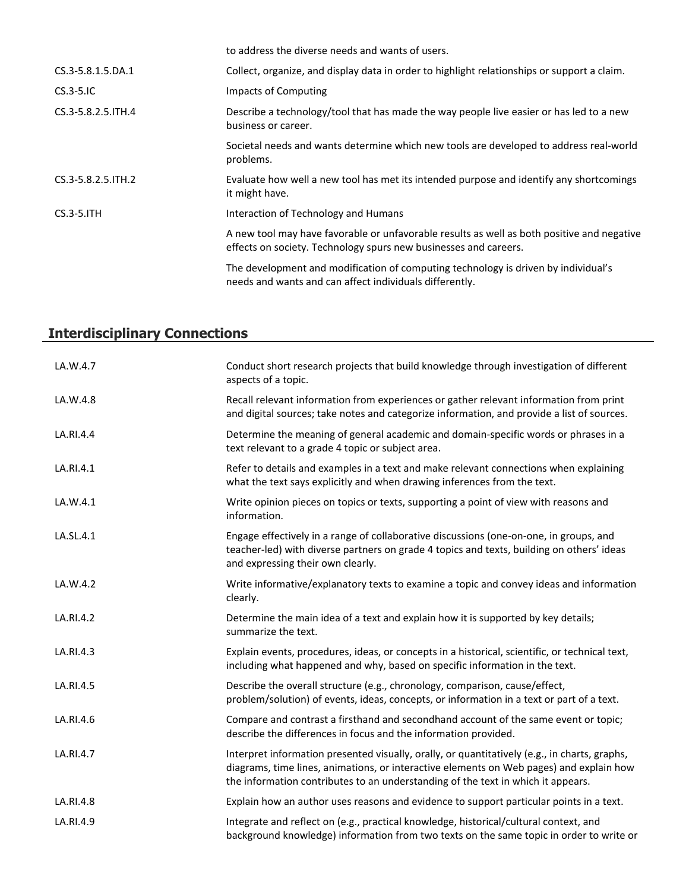| | |
|---|---|
| | to address the diverse needs and wants of users. |
| CS.3-5.8.1.5.DA.1 | Collect, organize, and display data in order to highlight relationships or support a claim. |
| CS.3-5.IC | Impacts of Computing |
| CS.3-5.8.2.5.ITH.4 | Describe a technology/tool that has made the way people live easier or has led to a new business or career. |
| | Societal needs and wants determine which new tools are developed to address real-world problems. |
| CS.3-5.8.2.5.ITH.2 | Evaluate how well a new tool has met its intended purpose and identify any shortcomings it might have. |
| CS.3-5.ITH | Interaction of Technology and Humans |
| | A new tool may have favorable or unfavorable results as well as both positive and negative effects on society. Technology spurs new businesses and careers. |
| | The development and modification of computing technology is driven by individual's needs and wants and can affect individuals differently. |

## Interdisciplinary Connections

| | |
|---|---|
| LA.W.4.7 | Conduct short research projects that build knowledge through investigation of different aspects of a topic. |
| LA.W.4.8 | Recall relevant information from experiences or gather relevant information from print and digital sources; take notes and categorize information, and provide a list of sources. |
| LA.RI.4.4 | Determine the meaning of general academic and domain-specific words or phrases in a text relevant to a grade 4 topic or subject area. |
| LA.RI.4.1 | Refer to details and examples in a text and make relevant connections when explaining what the text says explicitly and when drawing inferences from the text. |
| LA.W.4.1 | Write opinion pieces on topics or texts, supporting a point of view with reasons and information. |
| LA.SL.4.1 | Engage effectively in a range of collaborative discussions (one-on-one, in groups, and teacher-led) with diverse partners on grade 4 topics and texts, building on others' ideas and expressing their own clearly. |
| LA.W.4.2 | Write informative/explanatory texts to examine a topic and convey ideas and information clearly. |
| LA.RI.4.2 | Determine the main idea of a text and explain how it is supported by key details; summarize the text. |
| LA.RI.4.3 | Explain events, procedures, ideas, or concepts in a historical, scientific, or technical text, including what happened and why, based on specific information in the text. |
| LA.RI.4.5 | Describe the overall structure (e.g., chronology, comparison, cause/effect, problem/solution) of events, ideas, concepts, or information in a text or part of a text. |
| LA.RI.4.6 | Compare and contrast a firsthand and secondhand account of the same event or topic; describe the differences in focus and the information provided. |
| LA.RI.4.7 | Interpret information presented visually, orally, or quantitatively (e.g., in charts, graphs, diagrams, time lines, animations, or interactive elements on Web pages) and explain how the information contributes to an understanding of the text in which it appears. |
| LA.RI.4.8 | Explain how an author uses reasons and evidence to support particular points in a text. |
| LA.RI.4.9 | Integrate and reflect on (e.g., practical knowledge, historical/cultural context, and background knowledge) information from two texts on the same topic in order to write or |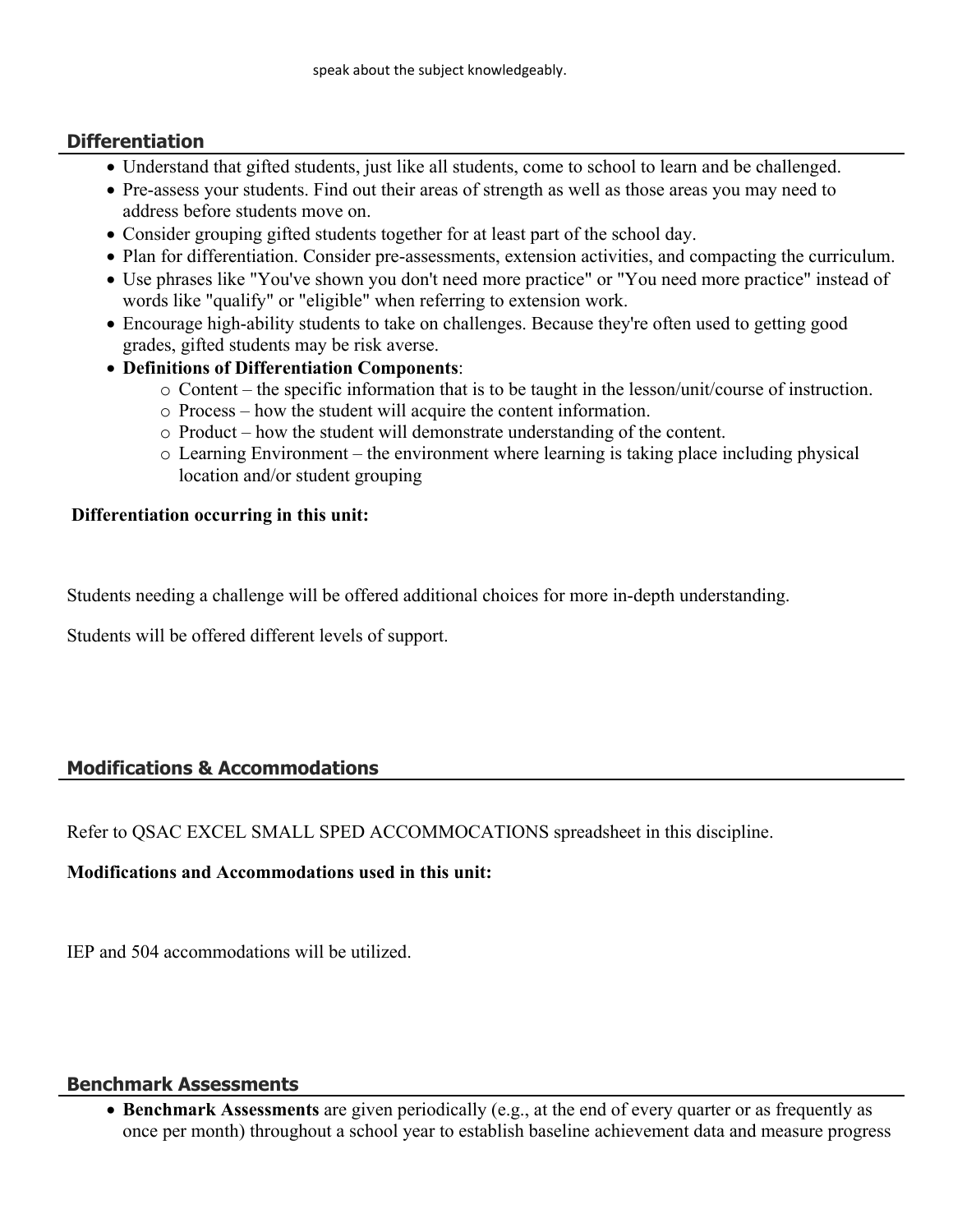speak about the subject knowledgeably.

## Differentiation

- Understand that gifted students, just like all students, come to school to learn and be challenged.
- Pre-assess your students. Find out their areas of strength as well as those areas you may need to address before students move on.
- Consider grouping gifted students together for at least part of the school day.
- Plan for differentiation. Consider pre-assessments, extension activities, and compacting the curriculum.
- Use phrases like "You've shown you don't need more practice" or "You need more practice" instead of words like "qualify" or "eligible" when referring to extension work.
- Encourage high-ability students to take on challenges. Because they're often used to getting good grades, gifted students may be risk averse.
- **Definitions of Differentiation Components**:
    - Content – the specific information that is to be taught in the lesson/unit/course of instruction.
    - Process – how the student will acquire the content information.
    - Product – how the student will demonstrate understanding of the content.
    - Learning Environment – the environment where learning is taking place including physical location and/or student grouping

**Differentiation occurring in this unit:**

Students needing a challenge will be offered additional choices for more in-depth understanding.

Students will be offered different levels of support.

## Modifications & Accommodations

Refer to QSAC EXCEL SMALL SPED ACCOMMOCATIONS spreadsheet in this discipline.

**Modifications and Accommodations used in this unit:**

IEP and 504 accommodations will be utilized.

## Benchmark Assessments

- **Benchmark Assessments** are given periodically (e.g., at the end of every quarter or as frequently as once per month) throughout a school year to establish baseline achievement data and measure progress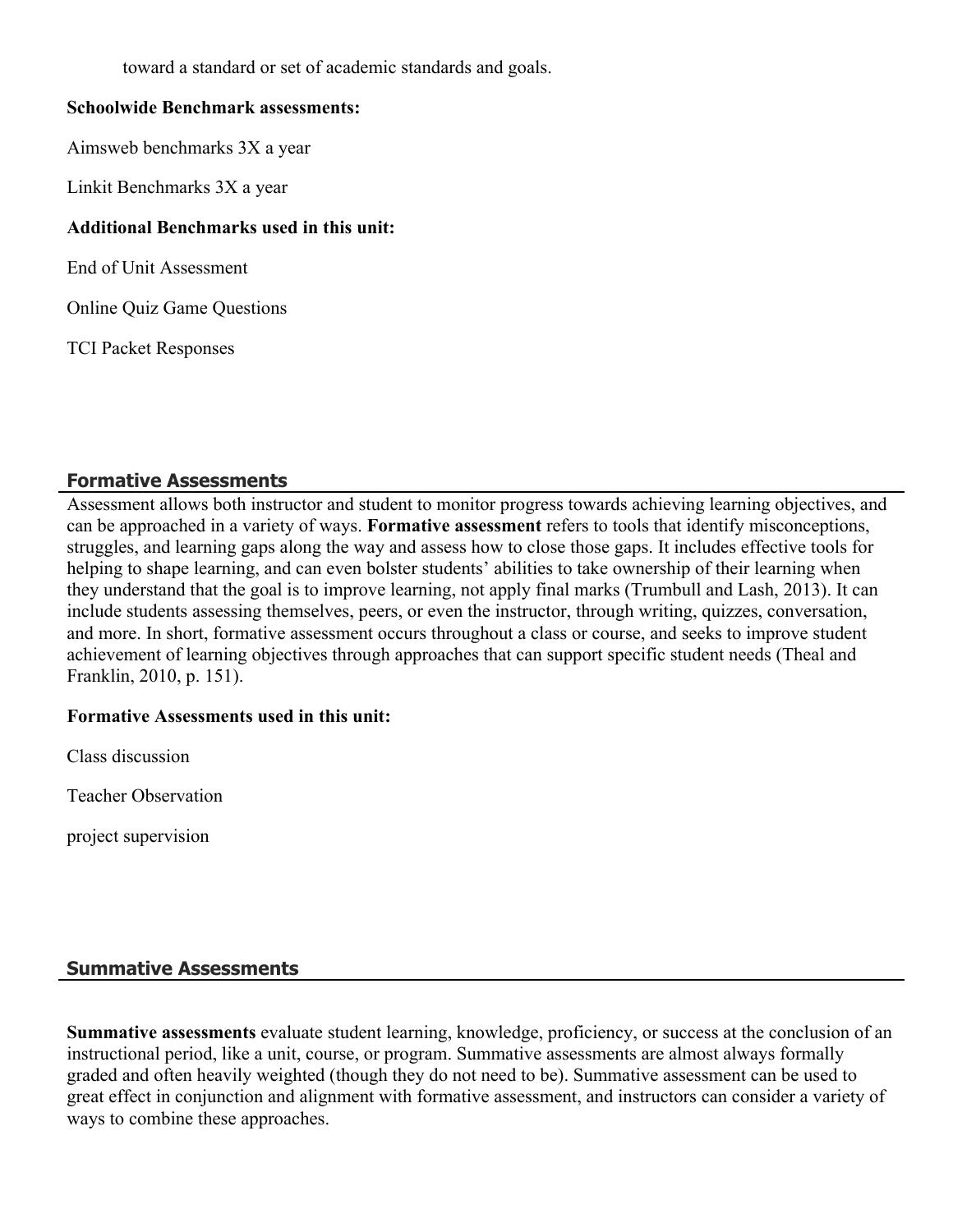toward a standard or set of academic standards and goals.

**Schoolwide Benchmark assessments:**

Aimsweb benchmarks 3X a year

Linkit Benchmarks 3X a year

**Additional Benchmarks used in this unit:**

End of Unit Assessment

Online Quiz Game Questions

TCI Packet Responses

## Formative Assessments

Assessment allows both instructor and student to monitor progress towards achieving learning objectives, and can be approached in a variety of ways. **Formative assessment** refers to tools that identify misconceptions, struggles, and learning gaps along the way and assess how to close those gaps. It includes effective tools for helping to shape learning, and can even bolster students' abilities to take ownership of their learning when they understand that the goal is to improve learning, not apply final marks (Trumbull and Lash, 2013). It can include students assessing themselves, peers, or even the instructor, through writing, quizzes, conversation, and more. In short, formative assessment occurs throughout a class or course, and seeks to improve student achievement of learning objectives through approaches that can support specific student needs (Theal and Franklin, 2010, p. 151).

**Formative Assessments used in this unit:**

Class discussion

Teacher Observation

project supervision

## Summative Assessments

**Summative assessments** evaluate student learning, knowledge, proficiency, or success at the conclusion of an instructional period, like a unit, course, or program. Summative assessments are almost always formally graded and often heavily weighted (though they do not need to be). Summative assessment can be used to great effect in conjunction and alignment with formative assessment, and instructors can consider a variety of ways to combine these approaches.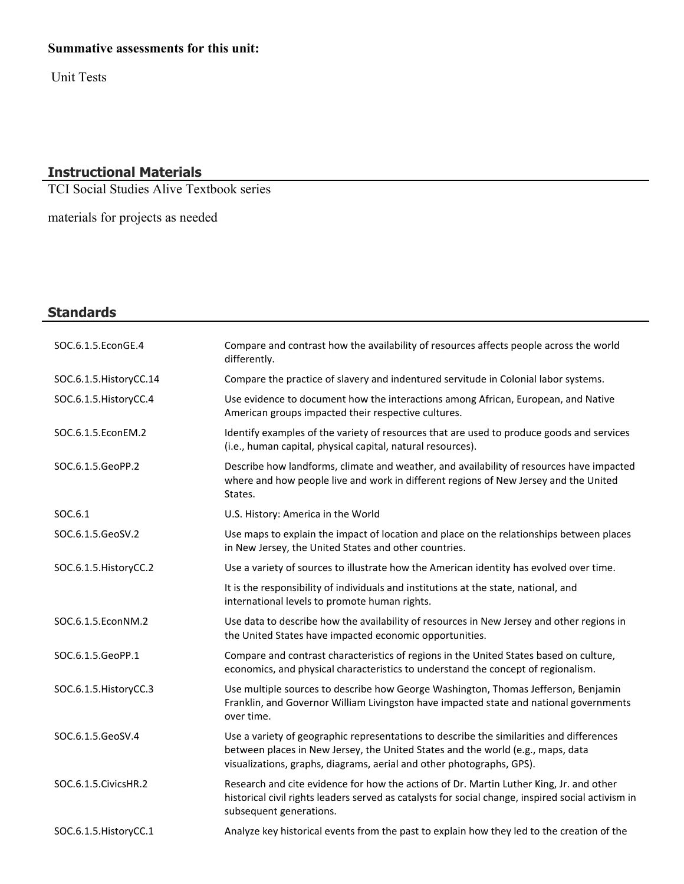**Summative assessments for this unit:**

Unit Tests

## Instructional Materials

TCI Social Studies Alive Textbook series

materials for projects as needed

## Standards

| | |
|---|---|
| SOC.6.1.5.EconGE.4 | Compare and contrast how the availability of resources affects people across the world differently. |
| SOC.6.1.5.HistoryCC.14 | Compare the practice of slavery and indentured servitude in Colonial labor systems. |
| SOC.6.1.5.HistoryCC.4 | Use evidence to document how the interactions among African, European, and Native American groups impacted their respective cultures. |
| SOC.6.1.5.EconEM.2 | Identify examples of the variety of resources that are used to produce goods and services (i.e., human capital, physical capital, natural resources). |
| SOC.6.1.5.GeoPP.2 | Describe how landforms, climate and weather, and availability of resources have impacted where and how people live and work in different regions of New Jersey and the United States. |
| SOC.6.1 | U.S. History: America in the World |
| SOC.6.1.5.GeoSV.2 | Use maps to explain the impact of location and place on the relationships between places in New Jersey, the United States and other countries. |
| SOC.6.1.5.HistoryCC.2 | Use a variety of sources to illustrate how the American identity has evolved over time. |
| | It is the responsibility of individuals and institutions at the state, national, and international levels to promote human rights. |
| SOC.6.1.5.EconNM.2 | Use data to describe how the availability of resources in New Jersey and other regions in the United States have impacted economic opportunities. |
| SOC.6.1.5.GeoPP.1 | Compare and contrast characteristics of regions in the United States based on culture, economics, and physical characteristics to understand the concept of regionalism. |
| SOC.6.1.5.HistoryCC.3 | Use multiple sources to describe how George Washington, Thomas Jefferson, Benjamin Franklin, and Governor William Livingston have impacted state and national governments over time. |
| SOC.6.1.5.GeoSV.4 | Use a variety of geographic representations to describe the similarities and differences between places in New Jersey, the United States and the world (e.g., maps, data visualizations, graphs, diagrams, aerial and other photographs, GPS). |
| SOC.6.1.5.CivicsHR.2 | Research and cite evidence for how the actions of Dr. Martin Luther King, Jr. and other historical civil rights leaders served as catalysts for social change, inspired social activism in subsequent generations. |
| SOC.6.1.5.HistoryCC.1 | Analyze key historical events from the past to explain how they led to the creation of the |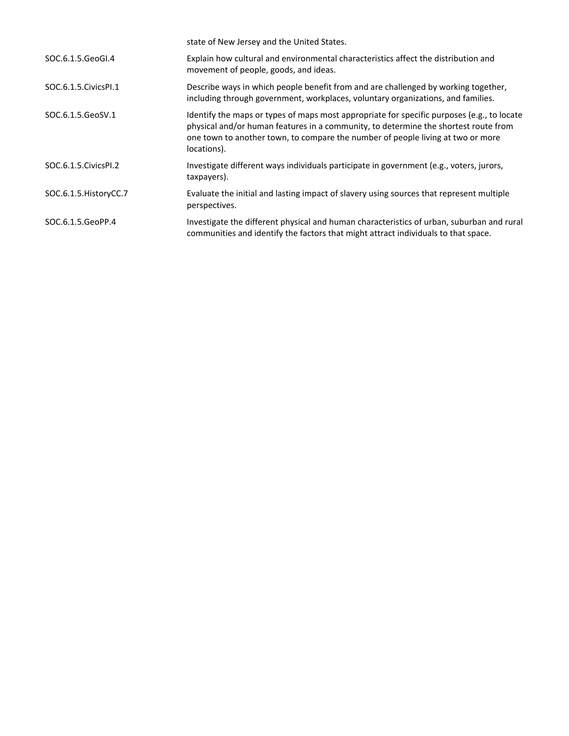| | |
|---|---|
| | state of New Jersey and the United States. |
| SOC.6.1.5.GeoGI.4 | Explain how cultural and environmental characteristics affect the distribution and movement of people, goods, and ideas. |
| SOC.6.1.5.CivicsPI.1 | Describe ways in which people benefit from and are challenged by working together, including through government, workplaces, voluntary organizations, and families. |
| SOC.6.1.5.GeoSV.1 | Identify the maps or types of maps most appropriate for specific purposes (e.g., to locate physical and/or human features in a community, to determine the shortest route from one town to another town, to compare the number of people living at two or more locations). |
| SOC.6.1.5.CivicsPI.2 | Investigate different ways individuals participate in government (e.g., voters, jurors, taxpayers). |
| SOC.6.1.5.HistoryCC.7 | Evaluate the initial and lasting impact of slavery using sources that represent multiple perspectives. |
| SOC.6.1.5.GeoPP.4 | Investigate the different physical and human characteristics of urban, suburban and rural communities and identify the factors that might attract individuals to that space. |